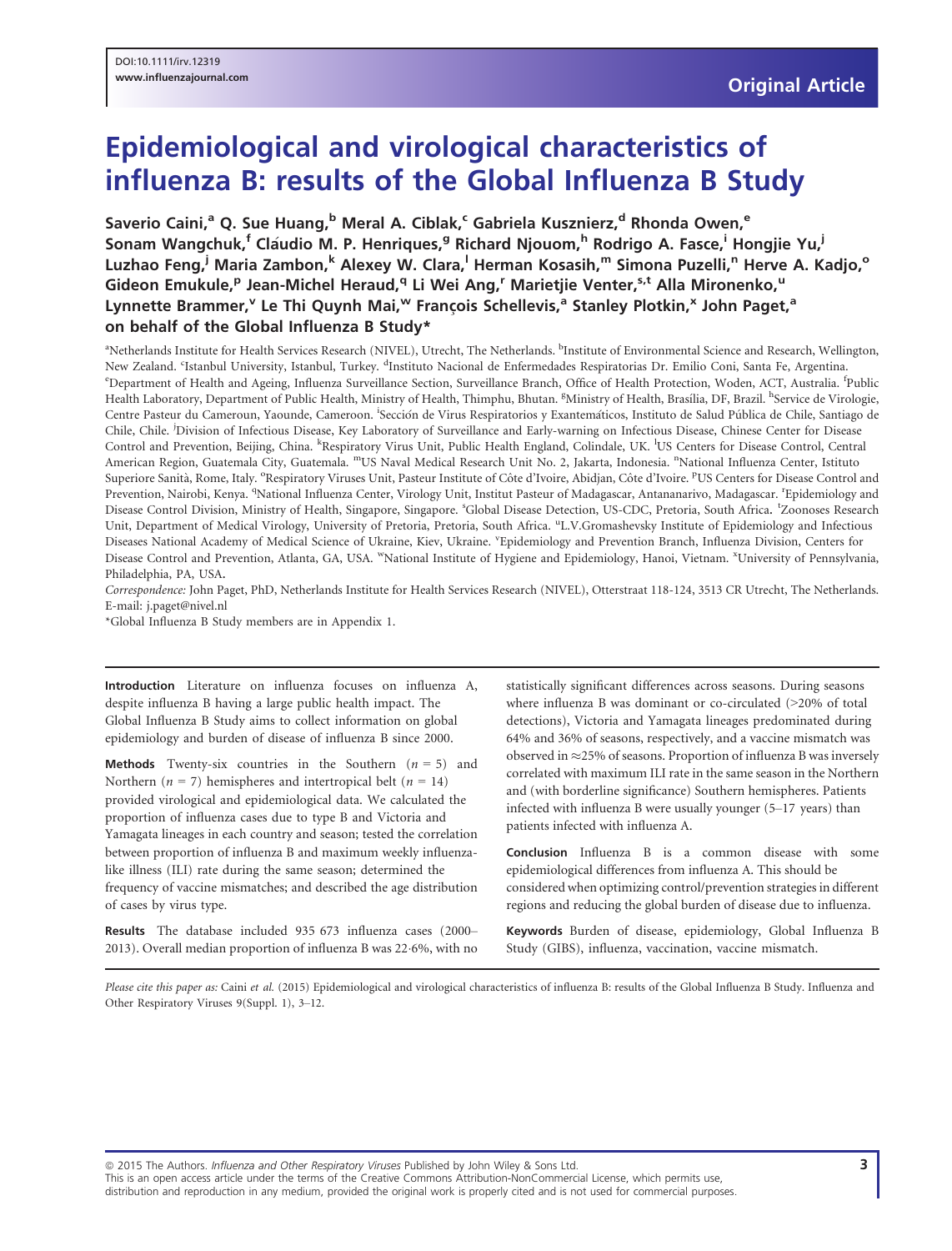DOI:10.1111/irv.12319
www.influenzajournal.com

Original Article

# Epidemiological and virological characteristics of influenza B: results of the Global Influenza B Study

**Saverio Caini,[a] Q. Sue Huang,[b] Meral A. Ciblak,[c] Gabriela Kusznierz,[d] Rhonda Owen,[e] Sonam Wangchuk,[f] Cláudio M. P. Henriques,[g] Richard Njouom,[h] Rodrigo A. Fasce,[i] Hongjie Yu,[j] Luzhao Feng,[j] Maria Zambon,[k] Alexey W. Clara,[l] Herman Kosasih,[m] Simona Puzelli,[n] Herve A. Kadjo,[o] Gideon Emukule,[p] Jean-Michel Heraud,[q] Li Wei Ang,[r] Marietjie Venter,[s,t] Alla Mironenko,[u] Lynnette Brammer,[v] Le Thi Quynh Mai,[w] François Schellevis,[a] Stanley Plotkin,[x] John Paget,[a] on behalf of the Global Influenza B Study***

[a]Netherlands Institute for Health Services Research (NIVEL), Utrecht, The Netherlands. [b]Institute of Environmental Science and Research, Wellington, New Zealand. [c]Istanbul University, Istanbul, Turkey. [d]Instituto Nacional de Enfermedades Respiratorias Dr. Emilio Coni, Santa Fe, Argentina. [e]Department of Health and Ageing, Influenza Surveillance Section, Surveillance Branch, Office of Health Protection, Woden, ACT, Australia. [f]Public Health Laboratory, Department of Public Health, Ministry of Health, Thimphu, Bhutan. [g]Ministry of Health, Brasília, DF, Brazil. [h]Service de Virologie, Centre Pasteur du Cameroun, Yaounde, Cameroon. [i]Sección de Virus Respiratorios y Exantemáticos, Instituto de Salud Pública de Chile, Santiago de Chile, Chile. [j]Division of Infectious Disease, Key Laboratory of Surveillance and Early-warning on Infectious Disease, Chinese Center for Disease Control and Prevention, Beijing, China. [k]Respiratory Virus Unit, Public Health England, Colindale, UK. [l]US Centers for Disease Control, Central American Region, Guatemala City, Guatemala. [m]US Naval Medical Research Unit No. 2, Jakarta, Indonesia. [n]National Influenza Center, Istituto Superiore Sanità, Rome, Italy. [o]Respiratory Viruses Unit, Pasteur Institute of Côte d'Ivoire, Abidjan, Côte d'Ivoire. [p]US Centers for Disease Control and Prevention, Nairobi, Kenya. [q]National Influenza Center, Virology Unit, Institut Pasteur of Madagascar, Antananarivo, Madagascar. [r]Epidemiology and Disease Control Division, Ministry of Health, Singapore, Singapore. [s]Global Disease Detection, US-CDC, Pretoria, South Africa. [t]Zoonoses Research Unit, Department of Medical Virology, University of Pretoria, Pretoria, South Africa. [u]L.V.Gromashevsky Institute of Epidemiology and Infectious Diseases National Academy of Medical Science of Ukraine, Kiev, Ukraine. [v]Epidemiology and Prevention Branch, Influenza Division, Centers for Disease Control and Prevention, Atlanta, GA, USA. [w]National Institute of Hygiene and Epidemiology, Hanoi, Vietnam. [x]University of Pennsylvania, Philadelphia, PA, USA.

*Correspondence:* John Paget, PhD, Netherlands Institute for Health Services Research (NIVEL), Otterstraat 118-124, 3513 CR Utrecht, The Netherlands. E-mail: j.paget@nivel.nl

*Global Influenza B Study members are in Appendix 1.

**Introduction** Literature on influenza focuses on influenza A, despite influenza B having a large public health impact. The Global Influenza B Study aims to collect information on global epidemiology and burden of disease of influenza B since 2000.

**Methods** Twenty-six countries in the Southern ($n = 5$) and Northern ($n = 7$) hemispheres and intertropical belt ($n = 14$) provided virological and epidemiological data. We calculated the proportion of influenza cases due to type B and Victoria and Yamagata lineages in each country and season; tested the correlation between proportion of influenza B and maximum weekly influenza-like illness (ILI) rate during the same season; determined the frequency of vaccine mismatches; and described the age distribution of cases by virus type.

**Results** The database included 935 673 influenza cases (2000–2013). Overall median proportion of influenza B was 22·6%, with no statistically significant differences across seasons. During seasons where influenza B was dominant or co-circulated (>20% of total detections), Victoria and Yamagata lineages predominated during 64% and 36% of seasons, respectively, and a vaccine mismatch was observed in ≈25% of seasons. Proportion of influenza B was inversely correlated with maximum ILI rate in the same season in the Northern and (with borderline significance) Southern hemispheres. Patients infected with influenza B were usually younger (5–17 years) than patients infected with influenza A.

**Conclusion** Influenza B is a common disease with some epidemiological differences from influenza A. This should be considered when optimizing control/prevention strategies in different regions and reducing the global burden of disease due to influenza.

**Keywords** Burden of disease, epidemiology, Global Influenza B Study (GIBS), influenza, vaccination, vaccine mismatch.

*Please cite this paper as:* Caini *et al.* (2015) Epidemiological and virological characteristics of influenza B: results of the Global Influenza B Study. Influenza and Other Respiratory Viruses 9(Suppl. 1), 3–12.

© 2015 The Authors. *Influenza and Other Respiratory Viruses* Published by John Wiley & Sons Ltd.
This is an open access article under the terms of the Creative Commons Attribution-NonCommercial License, which permits use, distribution and reproduction in any medium, provided the original work is properly cited and is not used for commercial purposes.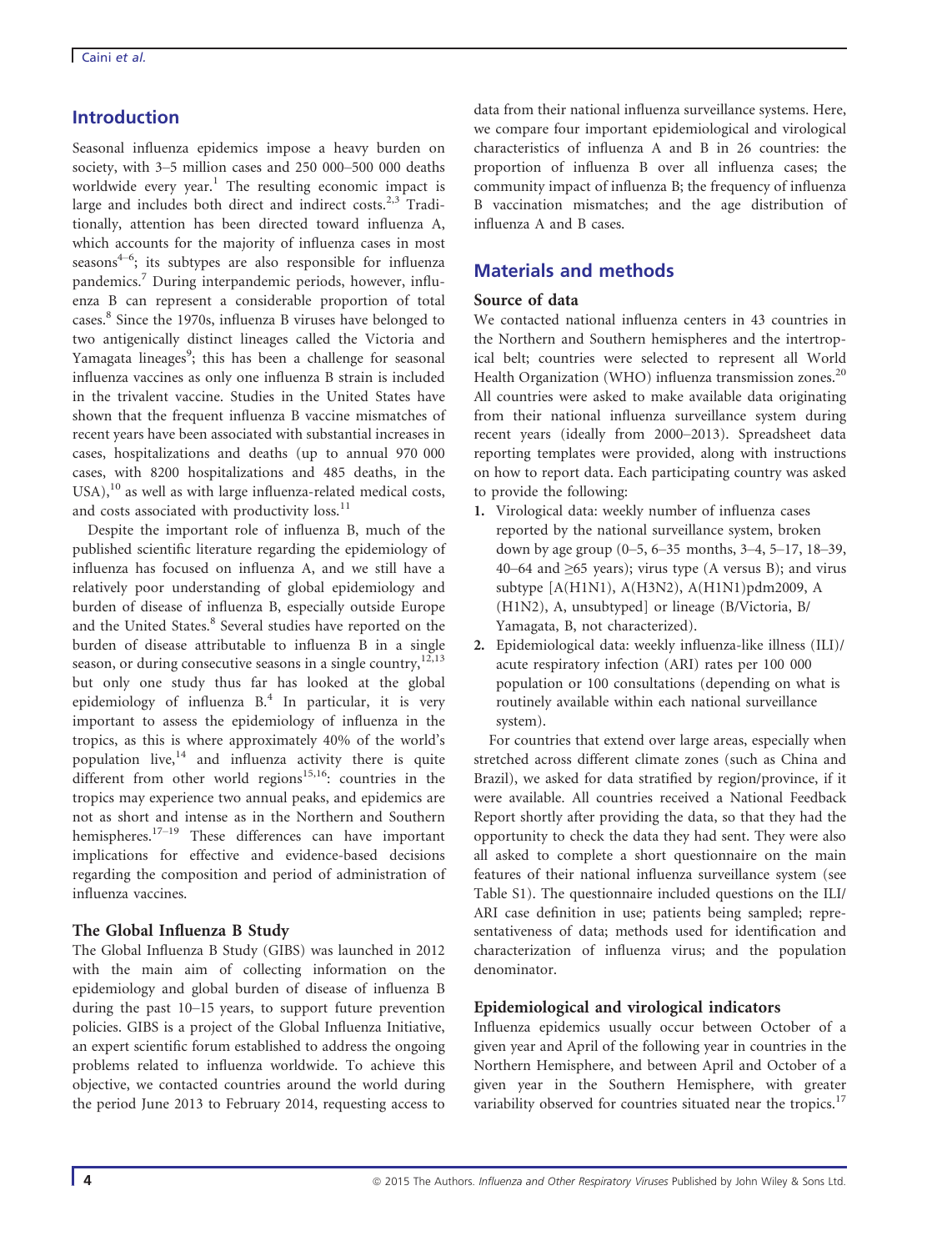## Introduction

Seasonal influenza epidemics impose a heavy burden on society, with 3–5 million cases and 250 000–500 000 deaths worldwide every year.[1] The resulting economic impact is large and includes both direct and indirect costs.[2,3] Traditionally, attention has been directed toward influenza A, which accounts for the majority of influenza cases in most seasons[4–6]; its subtypes are also responsible for influenza pandemics.[7] During interpandemic periods, however, influenza B can represent a considerable proportion of total cases.[8] Since the 1970s, influenza B viruses have belonged to two antigenically distinct lineages called the Victoria and Yamagata lineages[9]; this has been a challenge for seasonal influenza vaccines as only one influenza B strain is included in the trivalent vaccine. Studies in the United States have shown that the frequent influenza B vaccine mismatches of recent years have been associated with substantial increases in cases, hospitalizations and deaths (up to annual 970 000 cases, with 8200 hospitalizations and 485 deaths, in the USA),[10] as well as with large influenza-related medical costs, and costs associated with productivity loss.[11]

Despite the important role of influenza B, much of the published scientific literature regarding the epidemiology of influenza has focused on influenza A, and we still have a relatively poor understanding of global epidemiology and burden of disease of influenza B, especially outside Europe and the United States.[8] Several studies have reported on the burden of disease attributable to influenza B in a single season, or during consecutive seasons in a single country,[12,13] but only one study thus far has looked at the global epidemiology of influenza B.[4] In particular, it is very important to assess the epidemiology of influenza in the tropics, as this is where approximately 40% of the world's population live,[14] and influenza activity there is quite different from other world regions[15,16]: countries in the tropics may experience two annual peaks, and epidemics are not as short and intense as in the Northern and Southern hemispheres.[17–19] These differences can have important implications for effective and evidence-based decisions regarding the composition and period of administration of influenza vaccines.

### The Global Influenza B Study

The Global Influenza B Study (GIBS) was launched in 2012 with the main aim of collecting information on the epidemiology and global burden of disease of influenza B during the past 10–15 years, to support future prevention policies. GIBS is a project of the Global Influenza Initiative, an expert scientific forum established to address the ongoing problems related to influenza worldwide. To achieve this objective, we contacted countries around the world during the period June 2013 to February 2014, requesting access to data from their national influenza surveillance systems. Here, we compare four important epidemiological and virological characteristics of influenza A and B in 26 countries: the proportion of influenza B over all influenza cases; the community impact of influenza B; the frequency of influenza B vaccination mismatches; and the age distribution of influenza A and B cases.

## Materials and methods

### Source of data

We contacted national influenza centers in 43 countries in the Northern and Southern hemispheres and the intertropical belt; countries were selected to represent all World Health Organization (WHO) influenza transmission zones.[20] All countries were asked to make available data originating from their national influenza surveillance system during recent years (ideally from 2000–2013). Spreadsheet data reporting templates were provided, along with instructions on how to report data. Each participating country was asked to provide the following:

1. Virological data: weekly number of influenza cases reported by the national surveillance system, broken down by age group (0–5, 6–35 months, 3–4, 5–17, 18–39, 40–64 and ≥65 years); virus type (A versus B); and virus subtype [A(H1N1), A(H3N2), A(H1N1)pdm2009, A (H1N2), A, unsubtyped] or lineage (B/Victoria, B/Yamagata, B, not characterized).
2. Epidemiological data: weekly influenza-like illness (ILI)/acute respiratory infection (ARI) rates per 100 000 population or 100 consultations (depending on what is routinely available within each national surveillance system).

For countries that extend over large areas, especially when stretched across different climate zones (such as China and Brazil), we asked for data stratified by region/province, if it were available. All countries received a National Feedback Report shortly after providing the data, so that they had the opportunity to check the data they had sent. They were also all asked to complete a short questionnaire on the main features of their national influenza surveillance system (see Table S1). The questionnaire included questions on the ILI/ARI case definition in use; patients being sampled; representativeness of data; methods used for identification and characterization of influenza virus; and the population denominator.

### Epidemiological and virological indicators

Influenza epidemics usually occur between October of a given year and April of the following year in countries in the Northern Hemisphere, and between April and October of a given year in the Southern Hemisphere, with greater variability observed for countries situated near the tropics.[17]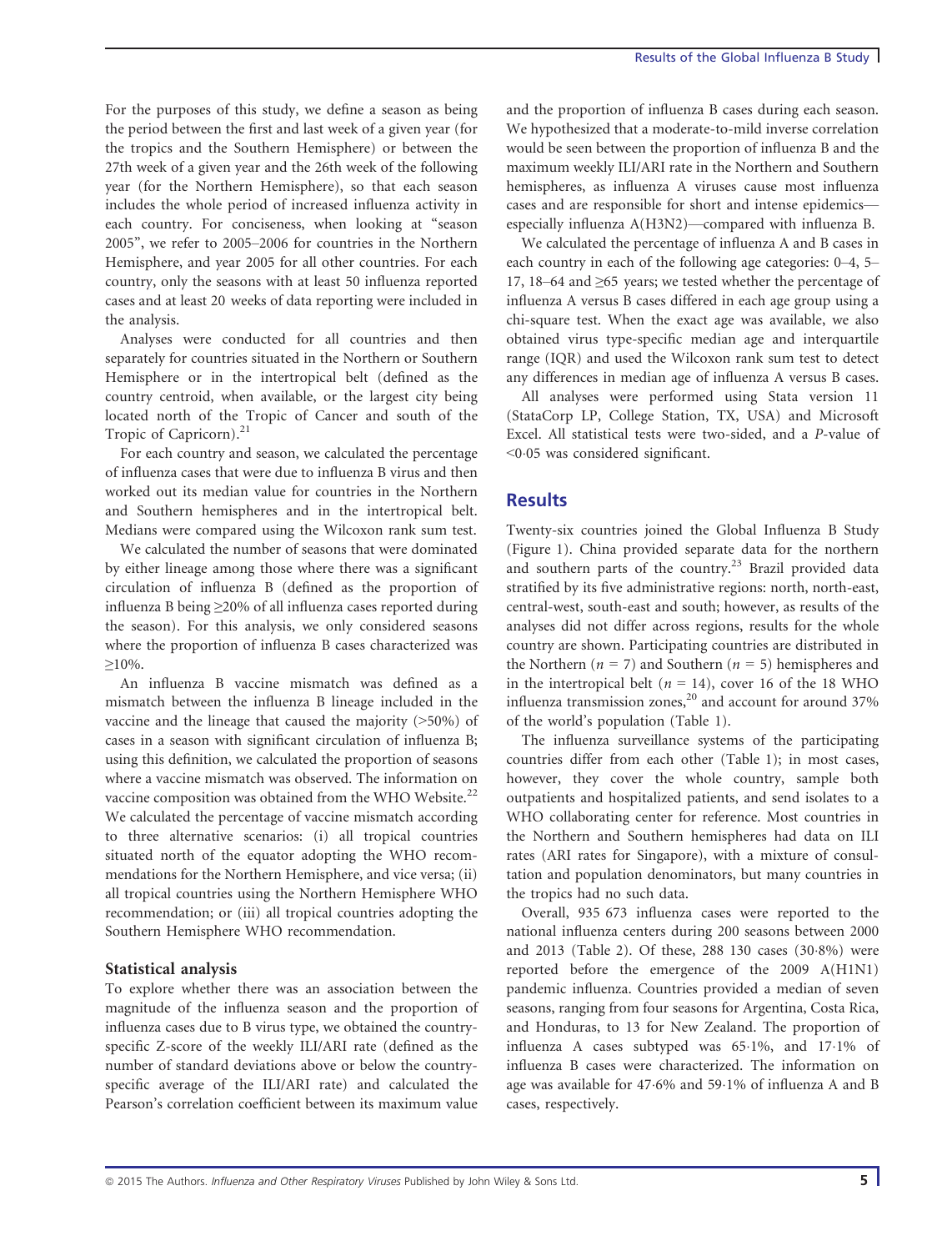For the purposes of this study, we define a season as being the period between the first and last week of a given year (for the tropics and the Southern Hemisphere) or between the 27th week of a given year and the 26th week of the following year (for the Northern Hemisphere), so that each season includes the whole period of increased influenza activity in each country. For conciseness, when looking at "season 2005", we refer to 2005–2006 for countries in the Northern Hemisphere, and year 2005 for all other countries. For each country, only the seasons with at least 50 influenza reported cases and at least 20 weeks of data reporting were included in the analysis.

Analyses were conducted for all countries and then separately for countries situated in the Northern or Southern Hemisphere or in the intertropical belt (defined as the country centroid, when available, or the largest city being located north of the Tropic of Cancer and south of the Tropic of Capricorn).[21]

For each country and season, we calculated the percentage of influenza cases that were due to influenza B virus and then worked out its median value for countries in the Northern and Southern hemispheres and in the intertropical belt. Medians were compared using the Wilcoxon rank sum test.

We calculated the number of seasons that were dominated by either lineage among those where there was a significant circulation of influenza B (defined as the proportion of influenza B being ≥20% of all influenza cases reported during the season). For this analysis, we only considered seasons where the proportion of influenza B cases characterized was ≥10%.

An influenza B vaccine mismatch was defined as a mismatch between the influenza B lineage included in the vaccine and the lineage that caused the majority (>50%) of cases in a season with significant circulation of influenza B; using this definition, we calculated the proportion of seasons where a vaccine mismatch was observed. The information on vaccine composition was obtained from the WHO Website.[22] We calculated the percentage of vaccine mismatch according to three alternative scenarios: (i) all tropical countries situated north of the equator adopting the WHO recommendations for the Northern Hemisphere, and vice versa; (ii) all tropical countries using the Northern Hemisphere WHO recommendation; or (iii) all tropical countries adopting the Southern Hemisphere WHO recommendation.

### Statistical analysis

To explore whether there was an association between the magnitude of the influenza season and the proportion of influenza cases due to B virus type, we obtained the country-specific Z-score of the weekly ILI/ARI rate (defined as the number of standard deviations above or below the country-specific average of the ILI/ARI rate) and calculated the Pearson's correlation coefficient between its maximum value and the proportion of influenza B cases during each season. We hypothesized that a moderate-to-mild inverse correlation would be seen between the proportion of influenza B and the maximum weekly ILI/ARI rate in the Northern and Southern hemispheres, as influenza A viruses cause most influenza cases and are responsible for short and intense epidemics—especially influenza A(H3N2)—compared with influenza B.

We calculated the percentage of influenza A and B cases in each country in each of the following age categories: 0–4, 5–17, 18–64 and ≥65 years; we tested whether the percentage of influenza A versus B cases differed in each age group using a chi-square test. When the exact age was available, we also obtained virus type-specific median age and interquartile range (IQR) and used the Wilcoxon rank sum test to detect any differences in median age of influenza A versus B cases.

All analyses were performed using Stata version 11 (StataCorp LP, College Station, TX, USA) and Microsoft Excel. All statistical tests were two-sided, and a *P*-value of <0·05 was considered significant.

## Results

Twenty-six countries joined the Global Influenza B Study (Figure 1). China provided separate data for the northern and southern parts of the country.[23] Brazil provided data stratified by its five administrative regions: north, north-east, central-west, south-east and south; however, as results of the analyses did not differ across regions, results for the whole country are shown. Participating countries are distributed in the Northern ($n = 7$) and Southern ($n = 5$) hemispheres and in the intertropical belt ($n = 14$), cover 16 of the 18 WHO influenza transmission zones,[20] and account for around 37% of the world's population (Table 1).

The influenza surveillance systems of the participating countries differ from each other (Table 1); in most cases, however, they cover the whole country, sample both outpatients and hospitalized patients, and send isolates to a WHO collaborating center for reference. Most countries in the Northern and Southern hemispheres had data on ILI rates (ARI rates for Singapore), with a mixture of consultation and population denominators, but many countries in the tropics had no such data.

Overall, 935 673 influenza cases were reported to the national influenza centers during 200 seasons between 2000 and 2013 (Table 2). Of these, 288 130 cases (30·8%) were reported before the emergence of the 2009 A(H1N1) pandemic influenza. Countries provided a median of seven seasons, ranging from four seasons for Argentina, Costa Rica, and Honduras, to 13 for New Zealand. The proportion of influenza A cases subtyped was 65·1%, and 17·1% of influenza B cases were characterized. The information on age was available for 47·6% and 59·1% of influenza A and B cases, respectively.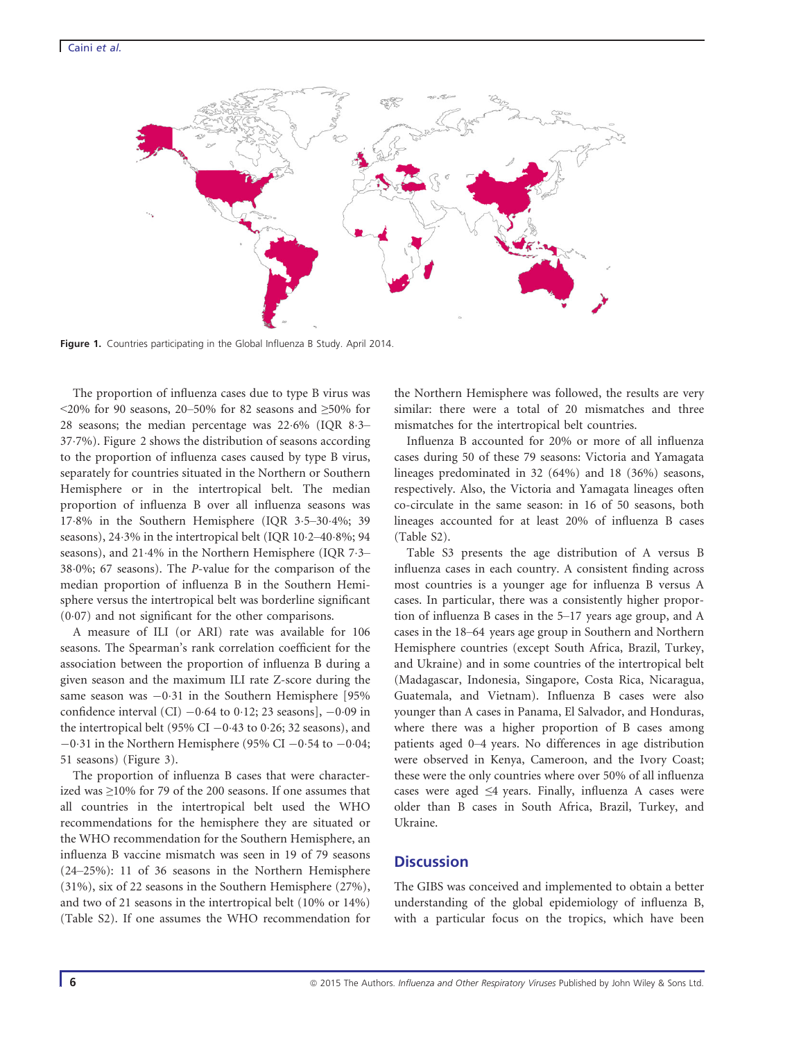Figure 1. Countries participating in the Global Influenza B Study. April 2014.

The proportion of influenza cases due to type B virus was <20% for 90 seasons, 20–50% for 82 seasons and ≥50% for 28 seasons; the median percentage was 22·6% (IQR 8·3–37·7%). Figure 2 shows the distribution of seasons according to the proportion of influenza cases caused by type B virus, separately for countries situated in the Northern or Southern Hemisphere or in the intertropical belt. The median proportion of influenza B over all influenza seasons was 17·8% in the Southern Hemisphere (IQR 3·5–30·4%; 39 seasons), 24·3% in the intertropical belt (IQR 10·2–40·8%; 94 seasons), and 21·4% in the Northern Hemisphere (IQR 7·3–38·0%; 67 seasons). The *P*-value for the comparison of the median proportion of influenza B in the Southern Hemisphere versus the intertropical belt was borderline significant (0·07) and not significant for the other comparisons.

A measure of ILI (or ARI) rate was available for 106 seasons. The Spearman's rank correlation coefficient for the association between the proportion of influenza B during a given season and the maximum ILI rate Z-score during the same season was −0·31 in the Southern Hemisphere [95% confidence interval (CI) −0·64 to 0·12; 23 seasons], −0·09 in the intertropical belt (95% CI −0·43 to 0·26; 32 seasons), and −0·31 in the Northern Hemisphere (95% CI −0·54 to −0·04; 51 seasons) (Figure 3).

The proportion of influenza B cases that were characterized was ≥10% for 79 of the 200 seasons. If one assumes that all countries in the intertropical belt used the WHO recommendations for the hemisphere they are situated or the WHO recommendation for the Southern Hemisphere, an influenza B vaccine mismatch was seen in 19 of 79 seasons (24–25%): 11 of 36 seasons in the Northern Hemisphere (31%), six of 22 seasons in the Southern Hemisphere (27%), and two of 21 seasons in the intertropical belt (10% or 14%) (Table S2). If one assumes the WHO recommendation for the Northern Hemisphere was followed, the results are very similar: there were a total of 20 mismatches and three mismatches for the intertropical belt countries.

Influenza B accounted for 20% or more of all influenza cases during 50 of these 79 seasons: Victoria and Yamagata lineages predominated in 32 (64%) and 18 (36%) seasons, respectively. Also, the Victoria and Yamagata lineages often co-circulate in the same season: in 16 of 50 seasons, both lineages accounted for at least 20% of influenza B cases (Table S2).

Table S3 presents the age distribution of A versus B influenza cases in each country. A consistent finding across most countries is a younger age for influenza B versus A cases. In particular, there was a consistently higher proportion of influenza B cases in the 5–17 years age group, and A cases in the 18–64 years age group in Southern and Northern Hemisphere countries (except South Africa, Brazil, Turkey, and Ukraine) and in some countries of the intertropical belt (Madagascar, Indonesia, Singapore, Costa Rica, Nicaragua, Guatemala, and Vietnam). Influenza B cases were also younger than A cases in Panama, El Salvador, and Honduras, where there was a higher proportion of B cases among patients aged 0–4 years. No differences in age distribution were observed in Kenya, Cameroon, and the Ivory Coast; these were the only countries where over 50% of all influenza cases were aged ≤4 years. Finally, influenza A cases were older than B cases in South Africa, Brazil, Turkey, and Ukraine.

## Discussion

The GIBS was conceived and implemented to obtain a better understanding of the global epidemiology of influenza B, with a particular focus on the tropics, which have been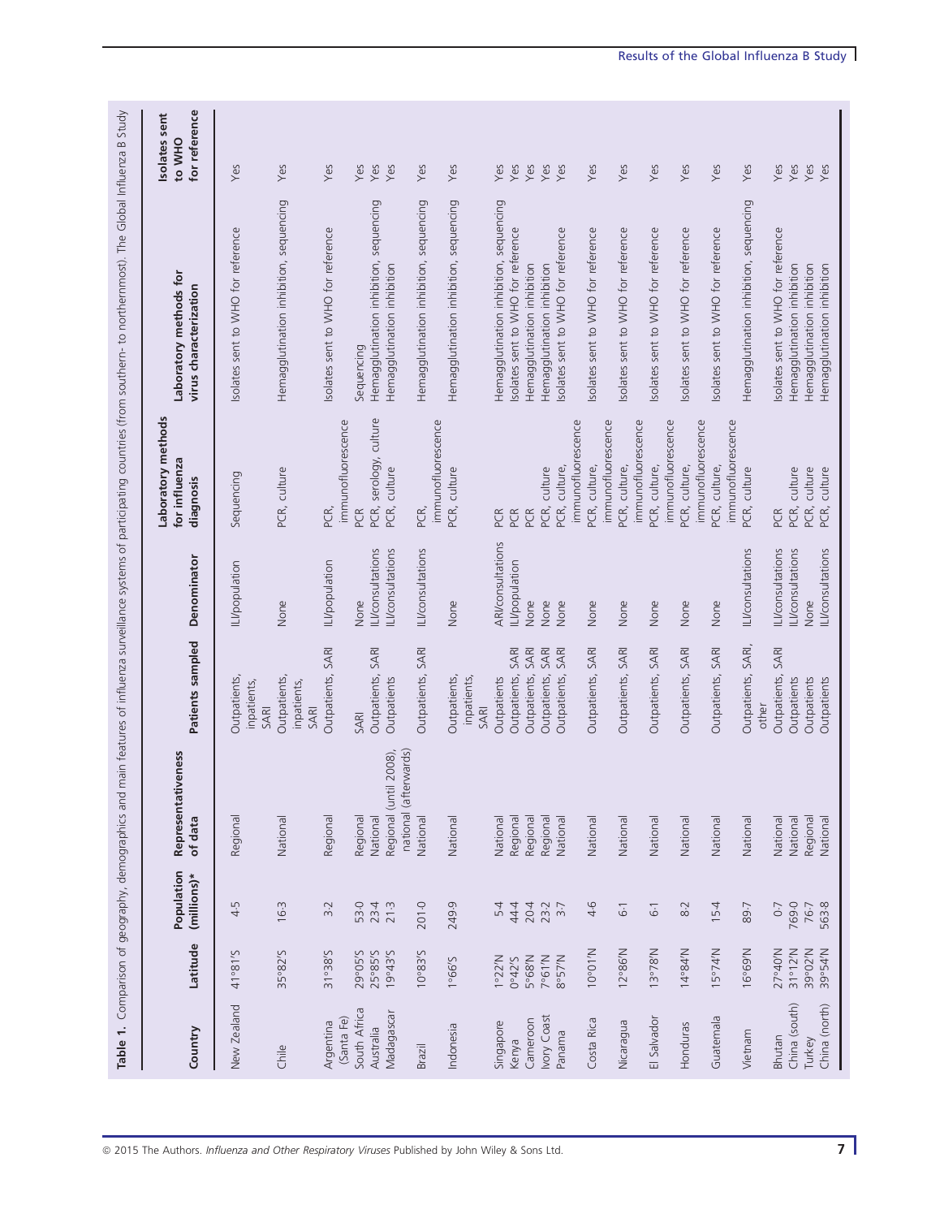**Table 1.** Comparison of geography, demographics and main features of influenza surveillance systems of participating countries (from southern- to northernmost). The Global Influenza B Study

| Country | Latitude | Population (millions)* | Representativeness of data | Patients sampled | Denominator | Laboratory methods for influenza diagnosis | Laboratory methods for virus characterization | Isolates sent to WHO for reference |
|---|---|---|---|---|---|---|---|---|
| New Zealand | 41°81′S | 4·5 | Regional | Outpatients, inpatients, SARI | ILI/population | Sequencing | Isolates sent to WHO for reference | Yes |
| Chile | 35°82′S | 16·3 | National | Outpatients, inpatients, SARI | None | PCR, culture | Hemagglutination inhibition, sequencing | Yes |
| Argentina (Santa Fe) | 31°38′S | 3·2 | Regional | Outpatients, SARI | ILI/population | PCR, immunofluorescence | Isolates sent to WHO for reference | Yes |
| South Africa | 29°05′S | 53·0 | Regional | SARI | None | PCR | Sequencing | Yes |
| Australia | 25°85′S | 23·4 | National | Outpatients, SARI | ILI/consultations | PCR, serology, culture | Hemagglutination inhibition, sequencing | Yes |
| Madagascar | 19°43′S | 21·3 | Regional (until 2008), national (afterwards) | Outpatients | ILI/consultations | PCR, culture | Hemagglutination inhibition | Yes |
| Brazil | 10°83′S | 201·0 | National | Outpatients, SARI | ILI/consultations | PCR, immunofluorescence | Hemagglutination inhibition, sequencing | Yes |
| Indonesia | 1°66′S | 249·9 | National | Outpatients, inpatients, SARI | None | PCR, culture | Hemagglutination inhibition, sequencing | Yes |
| Singapore | 1°22′N | 5·4 | National | Outpatients | ARI/consultations | PCR | Hemagglutination inhibition, sequencing | Yes |
| Kenya | 0°42′S | 44·4 | Regional | Outpatients, SARI | ILI/population | PCR | Isolates sent to WHO for reference | Yes |
| Cameroon | 5°68′N | 20·4 | Regional | Outpatients, SARI | None | PCR | Hemagglutination inhibition | Yes |
| Ivory Coast | 7°61′N | 23·2 | Regional | Outpatients, SARI | None | PCR, culture | Hemagglutination inhibition | Yes |
| Panama | 8°57′N | 3·7 | National | Outpatients, SARI | None | PCR, culture, immunofluorescence | Isolates sent to WHO for reference | Yes |
| Costa Rica | 10°01′N | 4·6 | National | Outpatients, SARI | None | PCR, culture, immunofluorescence | Isolates sent to WHO for reference | Yes |
| Nicaragua | 12°86′N | 6·1 | National | Outpatients, SARI | None | PCR, culture, immunofluorescence | Isolates sent to WHO for reference | Yes |
| El Salvador | 13°78′N | 6·1 | National | Outpatients, SARI | None | PCR, culture, immunofluorescence | Isolates sent to WHO for reference | Yes |
| Honduras | 14°84′N | 8·2 | National | Outpatients, SARI | None | PCR, culture, immunofluorescence | Isolates sent to WHO for reference | Yes |
| Guatemala | 15°74′N | 15·4 | National | Outpatients, SARI | None | PCR, culture, immunofluorescence | Isolates sent to WHO for reference | Yes |
| Vietnam | 16°69′N | 89·7 | National | Outpatients, SARI, other | ILI/consultations | PCR, culture | Hemagglutination inhibition, sequencing | Yes |
| Bhutan | 27°40′N | 0·7 | National | Outpatients, SARI | ILI/consultations | PCR | Isolates sent to WHO for reference | Yes |
| China (south) | 31°12′N | 769·0 | National | Outpatients | ILI/consultations | PCR, culture | Hemagglutination inhibition | Yes |
| Turkey | 39°02′N | 76·7 | Regional | Outpatients | None | PCR, culture | Hemagglutination inhibition | Yes |
| China (north) | 39°54′N | 563·8 | National | Outpatients | ILI/consultations | PCR, culture | Hemagglutination inhibition | Yes |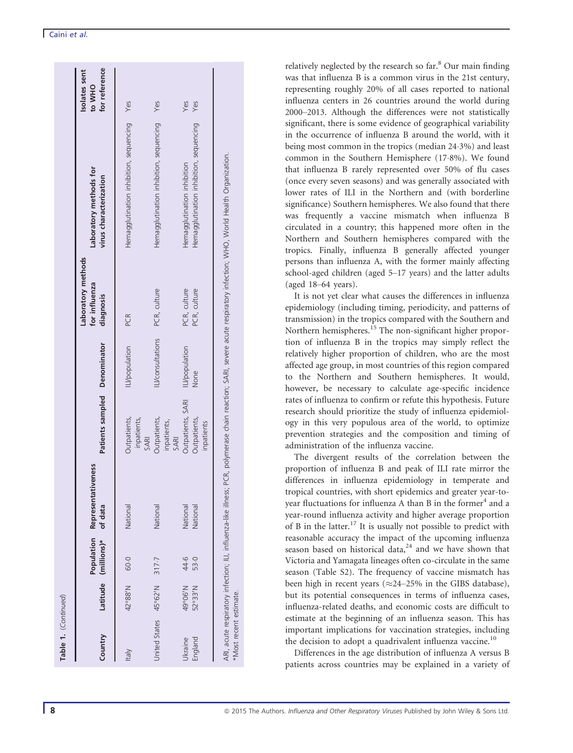**Table 1.** (Continued)

| Country | Latitude | Population (millions)* | Representativeness of data | Patients sampled | Denominator | Laboratory methods for influenza diagnosis | Laboratory methods for virus characterization | Isolates sent to WHO for reference |
|---|---|---|---|---|---|---|---|---|
| Italy | 42°88′N | 60·0 | National | Outpatients, inpatients, SARI | ILI/population | PCR | Hemagglutination inhibition, sequencing | Yes |
| United States | 45°62′N | 317·7 | National | Outpatients, inpatients, SARI | ILI/consultations | PCR, culture | Hemagglutination inhibition, sequencing | Yes |
| Ukraine | 49°06′N | 44·6 | National | Outpatients, SARI | ILI/population | PCR, culture | Hemagglutination inhibition | Yes |
| England | 52°33′N | 53·0 | National | Outpatients, inpatients | None | PCR, culture | Hemagglutination inhibition, sequencing | Yes |

ARI, acute respiratory infection; ILI, influenza-like illness; PCR, polymerase chain reaction; SARI, severe acute respiratory infection; WHO, World Health Organization.
*Most recent estimate.

relatively neglected by the research so far.[8] Our main finding was that influenza B is a common virus in the 21st century, representing roughly 20% of all cases reported to national influenza centers in 26 countries around the world during 2000–2013. Although the differences were not statistically significant, there is some evidence of geographical variability in the occurrence of influenza B around the world, with it being most common in the tropics (median 24·3%) and least common in the Southern Hemisphere (17·8%). We found that influenza B rarely represented over 50% of flu cases (once every seven seasons) and was generally associated with lower rates of ILI in the Northern and (with borderline significance) Southern hemispheres. We also found that there was frequently a vaccine mismatch when influenza B circulated in a country; this happened more often in the Northern and Southern hemispheres compared with the tropics. Finally, influenza B generally affected younger persons than influenza A, with the former mainly affecting school-aged children (aged 5–17 years) and the latter adults (aged 18–64 years).

It is not yet clear what causes the differences in influenza epidemiology (including timing, periodicity, and patterns of transmission) in the tropics compared with the Southern and Northern hemispheres.[15] The non-significant higher proportion of influenza B in the tropics may simply reflect the relatively higher proportion of children, who are the most affected age group, in most countries of this region compared to the Northern and Southern hemispheres. It would, however, be necessary to calculate age-specific incidence rates of influenza to confirm or refute this hypothesis. Future research should prioritize the study of influenza epidemiology in this very populous area of the world, to optimize prevention strategies and the composition and timing of administration of the influenza vaccine.

The divergent results of the correlation between the proportion of influenza B and peak of ILI rate mirror the differences in influenza epidemiology in temperate and tropical countries, with short epidemics and greater year-to-year fluctuations for influenza A than B in the former[4] and a year-round influenza activity and higher average proportion of B in the latter.[17] It is usually not possible to predict with reasonable accuracy the impact of the upcoming influenza season based on historical data,[24] and we have shown that Victoria and Yamagata lineages often co-circulate in the same season (Table S2). The frequency of vaccine mismatch has been high in recent years (≈24–25% in the GIBS database), but its potential consequences in terms of influenza cases, influenza-related deaths, and economic costs are difficult to estimate at the beginning of an influenza season. This has important implications for vaccination strategies, including the decision to adopt a quadrivalent influenza vaccine.[10]

Differences in the age distribution of influenza A versus B patients across countries may be explained in a variety of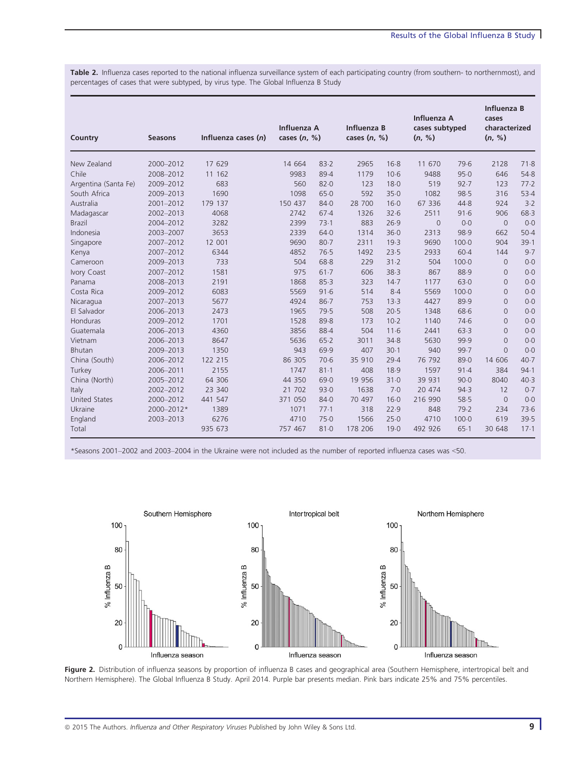**Table 2.** Influenza cases reported to the national influenza surveillance system of each participating country (from southern- to northernmost), and percentages of cases that were subtyped, by virus type. The Global Influenza B Study

| Country | Seasons | Influenza cases (*n*) | Influenza A cases (*n*, %) | | Influenza B cases (*n*, %) | | Influenza A cases subtyped (*n*, %) | | Influenza B cases characterized (*n*, %) | |
|---|---|---|---|---|---|---|---|---|---|---|
| New Zealand | 2000–2012 | 17 629 | 14 664 | 83·2 | 2965 | 16·8 | 11 670 | 79·6 | 2128 | 71·8 |
| Chile | 2008–2012 | 11 162 | 9983 | 89·4 | 1179 | 10·6 | 9488 | 95·0 | 646 | 54·8 |
| Argentina (Santa Fe) | 2009–2012 | 683 | 560 | 82·0 | 123 | 18·0 | 519 | 92·7 | 123 | 77·2 |
| South Africa | 2009–2013 | 1690 | 1098 | 65·0 | 592 | 35·0 | 1082 | 98·5 | 316 | 53·4 |
| Australia | 2001–2012 | 179 137 | 150 437 | 84·0 | 28 700 | 16·0 | 67 336 | 44·8 | 924 | 3·2 |
| Madagascar | 2002–2013 | 4068 | 2742 | 67·4 | 1326 | 32·6 | 2511 | 91·6 | 906 | 68·3 |
| Brazil | 2004–2012 | 3282 | 2399 | 73·1 | 883 | 26·9 | 0 | 0·0 | 0 | 0·0 |
| Indonesia | 2003–2007 | 3653 | 2339 | 64·0 | 1314 | 36·0 | 2313 | 98·9 | 662 | 50·4 |
| Singapore | 2007–2012 | 12 001 | 9690 | 80·7 | 2311 | 19·3 | 9690 | 100·0 | 904 | 39·1 |
| Kenya | 2007–2012 | 6344 | 4852 | 76·5 | 1492 | 23·5 | 2933 | 60·4 | 144 | 9·7 |
| Cameroon | 2009–2013 | 733 | 504 | 68·8 | 229 | 31·2 | 504 | 100·0 | 0 | 0·0 |
| Ivory Coast | 2007–2012 | 1581 | 975 | 61·7 | 606 | 38·3 | 867 | 88·9 | 0 | 0·0 |
| Panama | 2008–2013 | 2191 | 1868 | 85·3 | 323 | 14·7 | 1177 | 63·0 | 0 | 0·0 |
| Costa Rica | 2009–2012 | 6083 | 5569 | 91·6 | 514 | 8·4 | 5569 | 100·0 | 0 | 0·0 |
| Nicaragua | 2007–2013 | 5677 | 4924 | 86·7 | 753 | 13·3 | 4427 | 89·9 | 0 | 0·0 |
| El Salvador | 2006–2013 | 2473 | 1965 | 79·5 | 508 | 20·5 | 1348 | 68·6 | 0 | 0·0 |
| Honduras | 2009–2012 | 1701 | 1528 | 89·8 | 173 | 10·2 | 1140 | 74·6 | 0 | 0·0 |
| Guatemala | 2006–2013 | 4360 | 3856 | 88·4 | 504 | 11·6 | 2441 | 63·3 | 0 | 0·0 |
| Vietnam | 2006–2013 | 8647 | 5636 | 65·2 | 3011 | 34·8 | 5630 | 99·9 | 0 | 0·0 |
| Bhutan | 2009–2013 | 1350 | 943 | 69·9 | 407 | 30·1 | 940 | 99·7 | 0 | 0·0 |
| China (South) | 2006–2012 | 122 215 | 86 305 | 70·6 | 35 910 | 29·4 | 76 792 | 89·0 | 14 606 | 40·7 |
| Turkey | 2006–2011 | 2155 | 1747 | 81·1 | 408 | 18·9 | 1597 | 91·4 | 384 | 94·1 |
| China (North) | 2005–2012 | 64 306 | 44 350 | 69·0 | 19 956 | 31·0 | 39 931 | 90·0 | 8040 | 40·3 |
| Italy | 2002–2012 | 23 340 | 21 702 | 93·0 | 1638 | 7·0 | 20 474 | 94·3 | 12 | 0·7 |
| United States | 2000–2012 | 441 547 | 371 050 | 84·0 | 70 497 | 16·0 | 216 990 | 58·5 | 0 | 0·0 |
| Ukraine | 2000–2012* | 1389 | 1071 | 77·1 | 318 | 22·9 | 848 | 79·2 | 234 | 73·6 |
| England | 2003–2013 | 6276 | 4710 | 75·0 | 1566 | 25·0 | 4710 | 100·0 | 619 | 39·5 |
| Total | | 935 673 | 757 467 | 81·0 | 178 206 | 19·0 | 492 926 | 65·1 | 30 648 | 17·1 |

*Seasons 2001–2002 and 2003–2004 in the Ukraine were not included as the number of reported influenza cases was <50.

Southern Hemisphere
Intertropical belt
Northern Hemisphere
% Influenza B
100
80
50
20
0
Influenza season

**Figure 2.** Distribution of influenza seasons by proportion of influenza B cases and geographical area (Southern Hemisphere, intertropical belt and Northern Hemisphere). The Global Influenza B Study. April 2014. Purple bar presents median. Pink bars indicate 25% and 75% percentiles.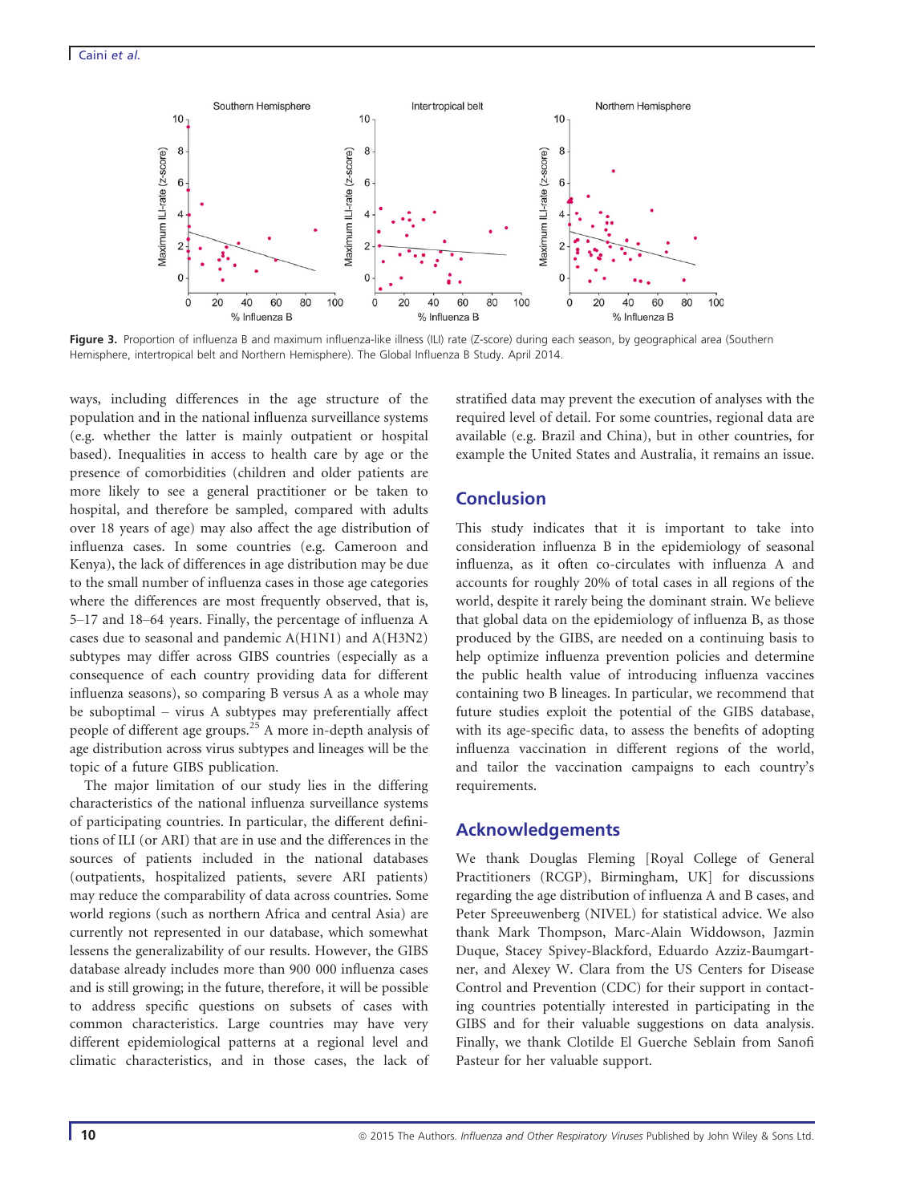Southern Hemisphere

Maximum ILI-rate (z-score)

% Influenza B

Intertropical belt

Maximum ILI-rate (z-score)

% Influenza B

Northern Hemisphere

Maximum ILI-rate (z-score)

% Influenza B

**Figure 3.** Proportion of influenza B and maximum influenza-like illness (ILI) rate (Z-score) during each season, by geographical area (Southern Hemisphere, intertropical belt and Northern Hemisphere). The Global Influenza B Study. April 2014.

ways, including differences in the age structure of the population and in the national influenza surveillance systems (e.g. whether the latter is mainly outpatient or hospital based). Inequalities in access to health care by age or the presence of comorbidities (children and older patients are more likely to see a general practitioner or be taken to hospital, and therefore be sampled, compared with adults over 18 years of age) may also affect the age distribution of influenza cases. In some countries (e.g. Cameroon and Kenya), the lack of differences in age distribution may be due to the small number of influenza cases in those age categories where the differences are most frequently observed, that is, 5–17 and 18–64 years. Finally, the percentage of influenza A cases due to seasonal and pandemic A(H1N1) and A(H3N2) subtypes may differ across GIBS countries (especially as a consequence of each country providing data for different influenza seasons), so comparing B versus A as a whole may be suboptimal – virus A subtypes may preferentially affect people of different age groups.[25] A more in-depth analysis of age distribution across virus subtypes and lineages will be the topic of a future GIBS publication.

The major limitation of our study lies in the differing characteristics of the national influenza surveillance systems of participating countries. In particular, the different definitions of ILI (or ARI) that are in use and the differences in the sources of patients included in the national databases (outpatients, hospitalized patients, severe ARI patients) may reduce the comparability of data across countries. Some world regions (such as northern Africa and central Asia) are currently not represented in our database, which somewhat lessens the generalizability of our results. However, the GIBS database already includes more than 900 000 influenza cases and is still growing; in the future, therefore, it will be possible to address specific questions on subsets of cases with common characteristics. Large countries may have very different epidemiological patterns at a regional level and climatic characteristics, and in those cases, the lack of stratified data may prevent the execution of analyses with the required level of detail. For some countries, regional data are available (e.g. Brazil and China), but in other countries, for example the United States and Australia, it remains an issue.

## Conclusion

This study indicates that it is important to take into consideration influenza B in the epidemiology of seasonal influenza, as it often co-circulates with influenza A and accounts for roughly 20% of total cases in all regions of the world, despite it rarely being the dominant strain. We believe that global data on the epidemiology of influenza B, as those produced by the GIBS, are needed on a continuing basis to help optimize influenza prevention policies and determine the public health value of introducing influenza vaccines containing two B lineages. In particular, we recommend that future studies exploit the potential of the GIBS database, with its age-specific data, to assess the benefits of adopting influenza vaccination in different regions of the world, and tailor the vaccination campaigns to each country's requirements.

## Acknowledgements

We thank Douglas Fleming [Royal College of General Practitioners (RCGP), Birmingham, UK] for discussions regarding the age distribution of influenza A and B cases, and Peter Spreeuwenberg (NIVEL) for statistical advice. We also thank Mark Thompson, Marc-Alain Widdowson, Jazmin Duque, Stacey Spivey-Blackford, Eduardo Azziz-Baumgartner, and Alexey W. Clara from the US Centers for Disease Control and Prevention (CDC) for their support in contacting countries potentially interested in participating in the GIBS and for their valuable suggestions on data analysis. Finally, we thank Clotilde El Guerche Seblain from Sanofi Pasteur for her valuable support.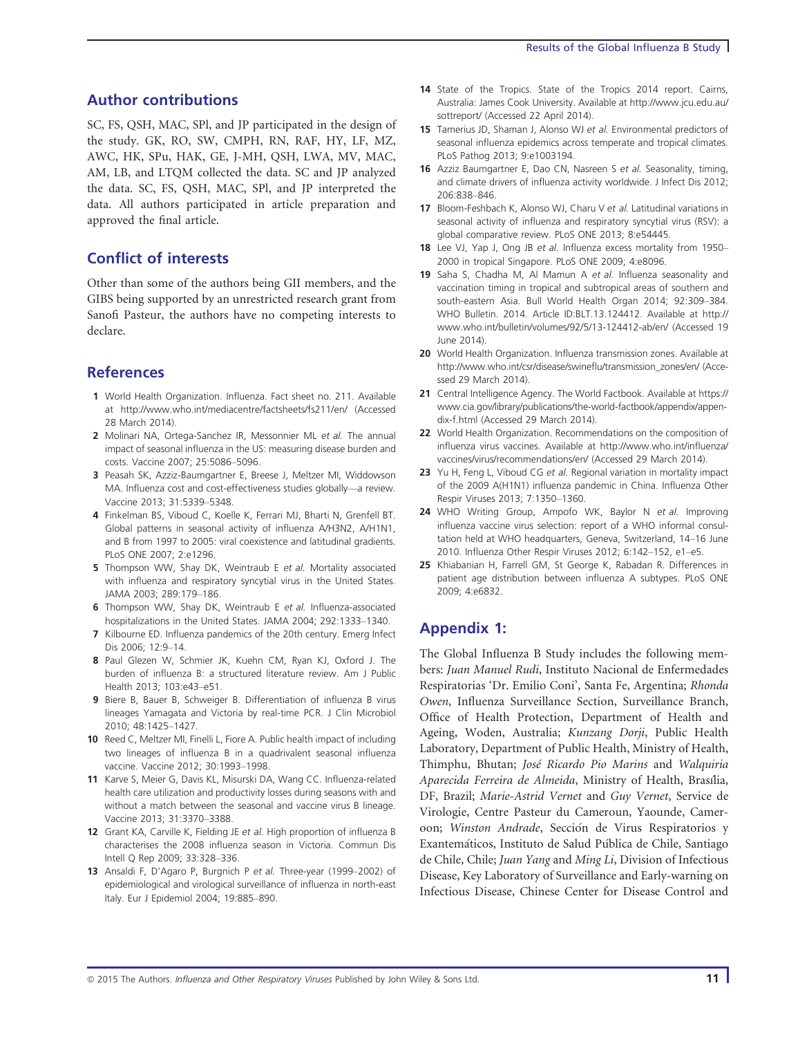## Author contributions

SC, FS, QSH, MAC, SPl, and JP participated in the design of the study. GK, RO, SW, CMPH, RN, RAF, HY, LF, MZ, AWC, HK, SPu, HAK, GE, J-MH, QSH, LWA, MV, MAC, AM, LB, and LTQM collected the data. SC and JP analyzed the data. SC, FS, QSH, MAC, SPl, and JP interpreted the data. All authors participated in article preparation and approved the final article.

## Conflict of interests

Other than some of the authors being GII members, and the GIBS being supported by an unrestricted research grant from Sanofi Pasteur, the authors have no competing interests to declare.

## References

1 World Health Organization. Influenza. Fact sheet no. 211. Available at http://www.who.int/mediacentre/factsheets/fs211/en/ (Accessed 28 March 2014).

2 Molinari NA, Ortega-Sanchez IR, Messonnier ML *et al.* The annual impact of seasonal influenza in the US: measuring disease burden and costs. Vaccine 2007; 25:5086–5096.

3 Peasah SK, Azziz-Baumgartner E, Breese J, Meltzer MI, Widdowson MA. Influenza cost and cost-effectiveness studies globally—a review. Vaccine 2013; 31:5339–5348.

4 Finkelman BS, Viboud C, Koelle K, Ferrari MJ, Bharti N, Grenfell BT. Global patterns in seasonal activity of influenza A/H3N2, A/H1N1, and B from 1997 to 2005: viral coexistence and latitudinal gradients. PLoS ONE 2007; 2:e1296.

5 Thompson WW, Shay DK, Weintraub E *et al.* Mortality associated with influenza and respiratory syncytial virus in the United States. JAMA 2003; 289:179–186.

6 Thompson WW, Shay DK, Weintraub E *et al.* Influenza-associated hospitalizations in the United States. JAMA 2004; 292:1333–1340.

7 Kilbourne ED. Influenza pandemics of the 20th century. Emerg Infect Dis 2006; 12:9–14.

8 Paul Glezen W, Schmier JK, Kuehn CM, Ryan KJ, Oxford J. The burden of influenza B: a structured literature review. Am J Public Health 2013; 103:e43–e51.

9 Biere B, Bauer B, Schweiger B. Differentiation of influenza B virus lineages Yamagata and Victoria by real-time PCR. J Clin Microbiol 2010; 48:1425–1427.

10 Reed C, Meltzer MI, Finelli L, Fiore A. Public health impact of including two lineages of influenza B in a quadrivalent seasonal influenza vaccine. Vaccine 2012; 30:1993–1998.

11 Karve S, Meier G, Davis KL, Misurski DA, Wang CC. Influenza-related health care utilization and productivity losses during seasons with and without a match between the seasonal and vaccine virus B lineage. Vaccine 2013; 31:3370–3388.

12 Grant KA, Carville K, Fielding JE *et al.* High proportion of influenza B characterises the 2008 influenza season in Victoria. Commun Dis Intell Q Rep 2009; 33:328–336.

13 Ansaldi F, D'Agaro P, Burgnich P *et al.* Three-year (1999–2002) of epidemiological and virological surveillance of influenza in north-east Italy. Eur J Epidemiol 2004; 19:885–890.

14 State of the Tropics. State of the Tropics 2014 report. Cairns, Australia: James Cook University. Available at http://www.jcu.edu.au/sottreport/ (Accessed 22 April 2014).

15 Tamerius JD, Shaman J, Alonso WJ *et al.* Environmental predictors of seasonal influenza epidemics across temperate and tropical climates. PLoS Pathog 2013; 9:e1003194.

16 Azziz Baumgartner E, Dao CN, Nasreen S *et al.* Seasonality, timing, and climate drivers of influenza activity worldwide. J Infect Dis 2012; 206:838–846.

17 Bloom-Feshbach K, Alonso WJ, Charu V *et al.* Latitudinal variations in seasonal activity of influenza and respiratory syncytial virus (RSV): a global comparative review. PLoS ONE 2013; 8:e54445.

18 Lee VJ, Yap J, Ong JB *et al.* Influenza excess mortality from 1950–2000 in tropical Singapore. PLoS ONE 2009; 4:e8096.

19 Saha S, Chadha M, Al Mamun A *et al.* Influenza seasonality and vaccination timing in tropical and subtropical areas of southern and south-eastern Asia. Bull World Health Organ 2014; 92:309–384. WHO Bulletin. 2014. Article ID:BLT.13.124412. Available at http://www.who.int/bulletin/volumes/92/5/13-124412-ab/en/ (Accessed 19 June 2014).

20 World Health Organization. Influenza transmission zones. Available at http://www.who.int/csr/disease/swineflu/transmission_zones/en/ (Accessed 29 March 2014).

21 Central Intelligence Agency. The World Factbook. Available at https://www.cia.gov/library/publications/the-world-factbook/appendix/appendix-f.html (Accessed 29 March 2014).

22 World Health Organization. Recommendations on the composition of influenza virus vaccines. Available at http://www.who.int/influenza/vaccines/virus/recommendations/en/ (Accessed 29 March 2014).

23 Yu H, Feng L, Viboud CG *et al.* Regional variation in mortality impact of the 2009 A(H1N1) influenza pandemic in China. Influenza Other Respir Viruses 2013; 7:1350–1360.

24 WHO Writing Group, Ampofo WK, Baylor N *et al.* Improving influenza vaccine virus selection: report of a WHO informal consultation held at WHO headquarters, Geneva, Switzerland, 14–16 June 2010. Influenza Other Respir Viruses 2012; 6:142–152, e1–e5.

25 Khiabanian H, Farrell GM, St George K, Rabadan R. Differences in patient age distribution between influenza A subtypes. PLoS ONE 2009; 4:e6832.

## Appendix 1:

The Global Influenza B Study includes the following members: *Juan Manuel Rudi*, Instituto Nacional de Enfermedades Respiratorias 'Dr. Emilio Coni', Santa Fe, Argentina; *Rhonda Owen*, Influenza Surveillance Section, Surveillance Branch, Office of Health Protection, Department of Health and Ageing, Woden, Australia; *Kunzang Dorji*, Public Health Laboratory, Department of Public Health, Ministry of Health, Thimphu, Bhutan; *José Ricardo Pio Marins* and *Walquiria Aparecida Ferreira de Almeida*, Ministry of Health, Brasília, DF, Brazil; *Marie-Astrid Vernet* and *Guy Vernet*, Service de Virologie, Centre Pasteur du Cameroun, Yaounde, Cameroon; *Winston Andrade*, Sección de Virus Respiratorios y Exantemáticos, Instituto de Salud Pública de Chile, Santiago de Chile, Chile; *Juan Yang* and *Ming Li*, Division of Infectious Disease, Key Laboratory of Surveillance and Early-warning on Infectious Disease, Chinese Center for Disease Control and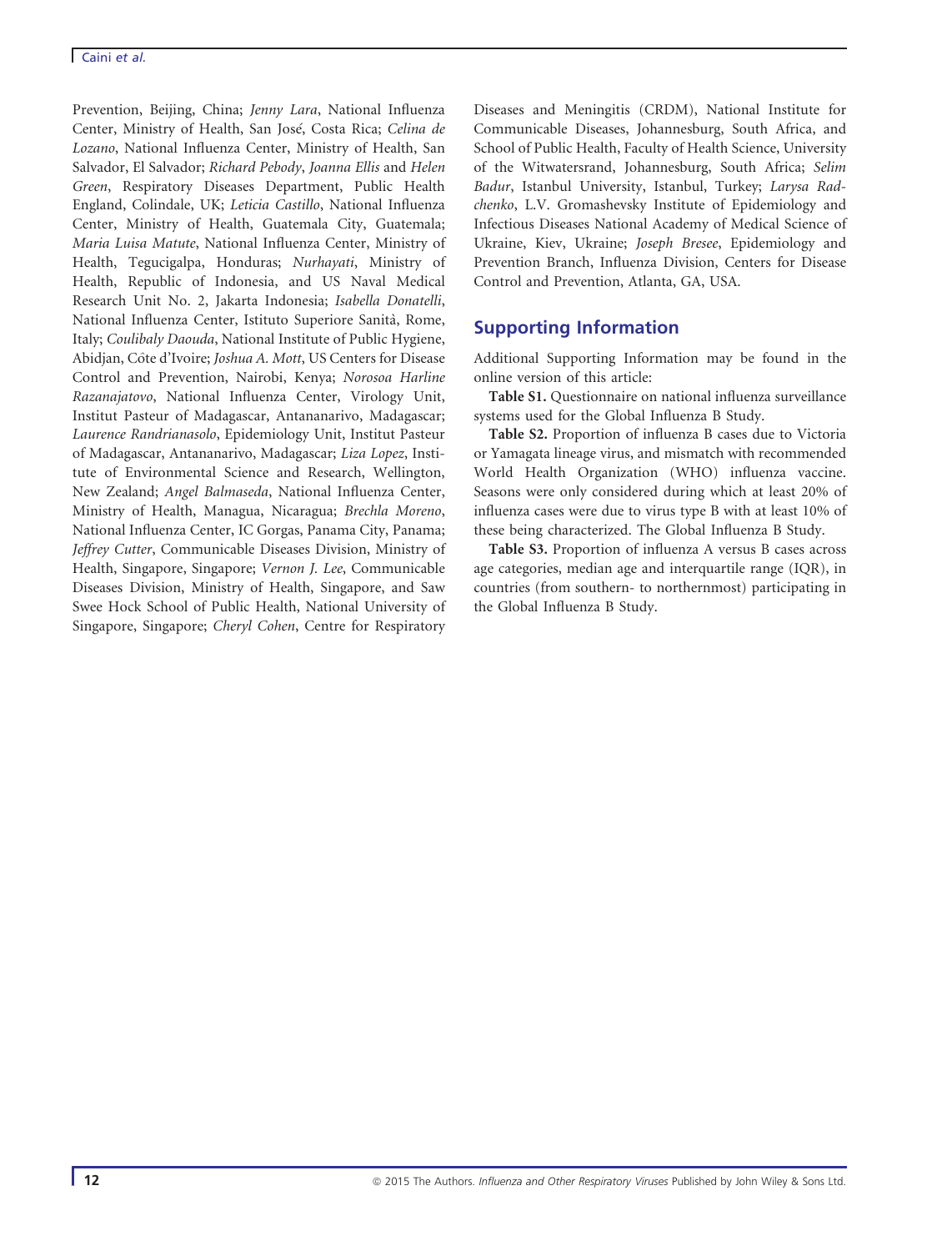Prevention, Beijing, China; *Jenny Lara*, National Influenza Center, Ministry of Health, San José, Costa Rica; *Celina de Lozano*, National Influenza Center, Ministry of Health, San Salvador, El Salvador; *Richard Pebody*, *Joanna Ellis* and *Helen Green*, Respiratory Diseases Department, Public Health England, Colindale, UK; *Leticia Castillo*, National Influenza Center, Ministry of Health, Guatemala City, Guatemala; *Maria Luisa Matute*, National Influenza Center, Ministry of Health, Tegucigalpa, Honduras; *Nurhayati*, Ministry of Health, Republic of Indonesia, and US Naval Medical Research Unit No. 2, Jakarta Indonesia; *Isabella Donatelli*, National Influenza Center, Istituto Superiore Sanità, Rome, Italy; *Coulibaly Daouda*, National Institute of Public Hygiene, Abidjan, Côte d'Ivoire; *Joshua A. Mott*, US Centers for Disease Control and Prevention, Nairobi, Kenya; *Norosoa Harline Razanajatovo*, National Influenza Center, Virology Unit, Institut Pasteur of Madagascar, Antananarivo, Madagascar; *Laurence Randrianasolo*, Epidemiology Unit, Institut Pasteur of Madagascar, Antananarivo, Madagascar; *Liza Lopez*, Institute of Environmental Science and Research, Wellington, New Zealand; *Angel Balmaseda*, National Influenza Center, Ministry of Health, Managua, Nicaragua; *Brechla Moreno*, National Influenza Center, IC Gorgas, Panama City, Panama; *Jeffrey Cutter*, Communicable Diseases Division, Ministry of Health, Singapore, Singapore; *Vernon J. Lee*, Communicable Diseases Division, Ministry of Health, Singapore, and Saw Swee Hock School of Public Health, National University of Singapore, Singapore; *Cheryl Cohen*, Centre for Respiratory Diseases and Meningitis (CRDM), National Institute for Communicable Diseases, Johannesburg, South Africa, and School of Public Health, Faculty of Health Science, University of the Witwatersrand, Johannesburg, South Africa; *Selim Badur*, Istanbul University, Istanbul, Turkey; *Larysa Radchenko*, L.V. Gromashevsky Institute of Epidemiology and Infectious Diseases National Academy of Medical Science of Ukraine, Kiev, Ukraine; *Joseph Bresee*, Epidemiology and Prevention Branch, Influenza Division, Centers for Disease Control and Prevention, Atlanta, GA, USA.

## Supporting Information

Additional Supporting Information may be found in the online version of this article:

**Table S1.** Questionnaire on national influenza surveillance systems used for the Global Influenza B Study.

**Table S2.** Proportion of influenza B cases due to Victoria or Yamagata lineage virus, and mismatch with recommended World Health Organization (WHO) influenza vaccine. Seasons were only considered during which at least 20% of influenza cases were due to virus type B with at least 10% of these being characterized. The Global Influenza B Study.

**Table S3.** Proportion of influenza A versus B cases across age categories, median age and interquartile range (IQR), in countries (from southern- to northernmost) participating in the Global Influenza B Study.